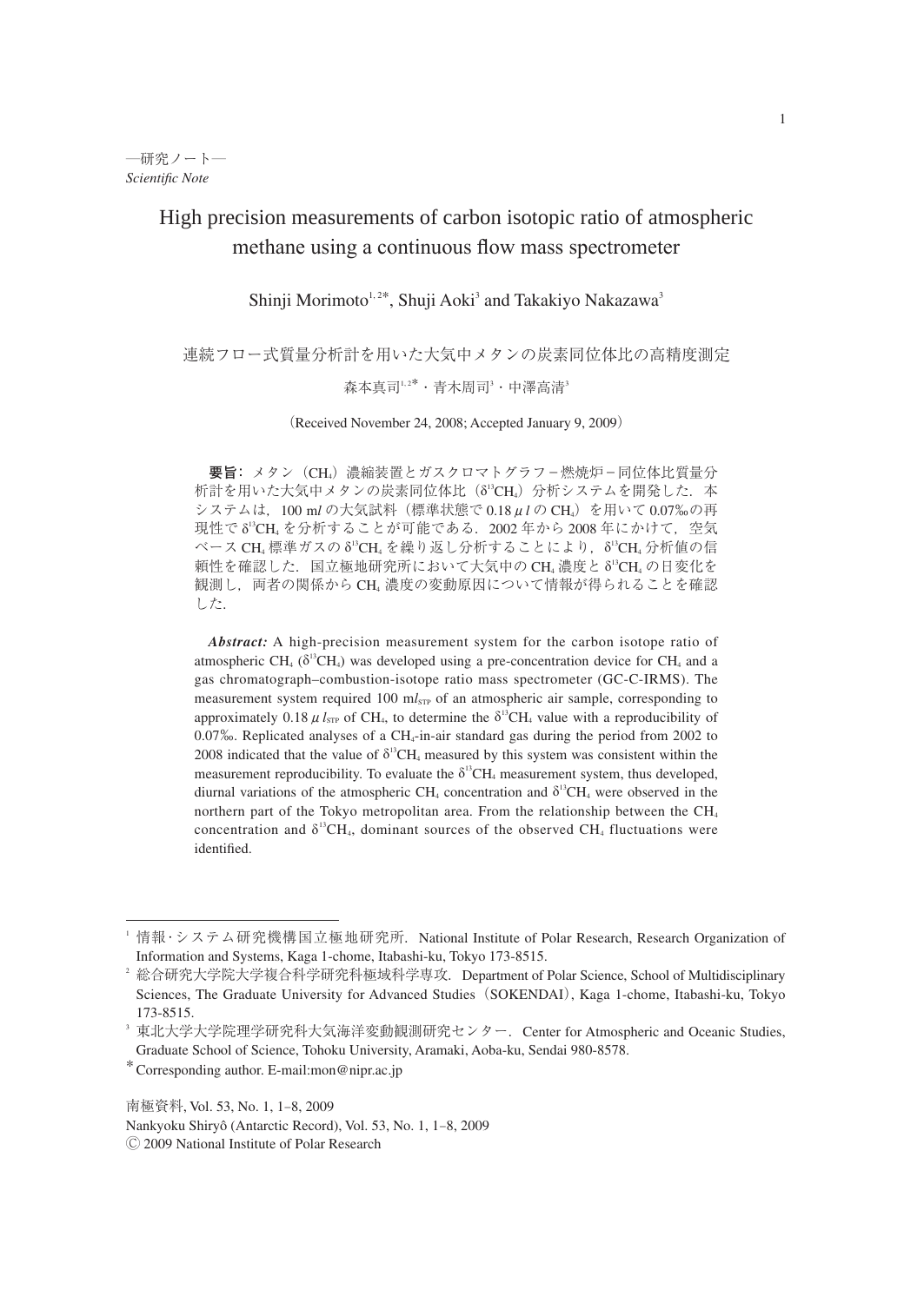—研究ノート—
*Scientific Note*

# High precision measurements of carbon isotopic ratio of atmospheric methane using a continuous flow mass spectrometer

Shinji Morimoto[1, 2*], Shuji Aoki[3] and Takakiyo Nakazawa[3]

# 連続フロー式質量分析計を用いた大気中メタンの炭素同位体比の高精度測定

森本真司[1, 2*]・青木周司[3]・中澤高清[3]

（Received November 24, 2008; Accepted January 9, 2009）

**要旨**：メタン（$CH_4$）濃縮装置とガスクロマトグラフ－燃焼炉－同位体比質量分析計を用いた大気中メタンの炭素同位体比（$\delta^{13}CH_4$）分析システムを開発した．本システムは，100 m*l* の大気試料（標準状態で 0.18 $\mu l$ の $CH_4$）を用いて 0.07‰の再現性で $\delta^{13}CH_4$ を分析することが可能である．2002 年から 2008 年にかけて，空気ベース $CH_4$ 標準ガスの $\delta^{13}CH_4$ を繰り返し分析することにより，$\delta^{13}CH_4$ 分析値の信頼性を確認した．国立極地研究所において大気中の $CH_4$ 濃度と $\delta^{13}CH_4$ の日変化を観測し，両者の関係から $CH_4$ 濃度の変動原因について情報が得られることを確認した．

***Abstract:*** A high-precision measurement system for the carbon isotope ratio of atmospheric $CH_4$ ($\delta^{13}CH_4$) was developed using a pre-concentration device for $CH_4$ and a gas chromatograph–combustion-isotope ratio mass spectrometer (GC-C-IRMS). The measurement system required 100 m$l_{STP}$ of an atmospheric air sample, corresponding to approximately 0.18 $\mu l_{STP}$ of $CH_4$, to determine the $\delta^{13}CH_4$ value with a reproducibility of 0.07‰. Replicated analyses of a $CH_4$-in-air standard gas during the period from 2002 to 2008 indicated that the value of $\delta^{13}CH_4$ measured by this system was consistent within the measurement reproducibility. To evaluate the $\delta^{13}CH_4$ measurement system, thus developed, diurnal variations of the atmospheric $CH_4$ concentration and $\delta^{13}CH_4$ were observed in the northern part of the Tokyo metropolitan area. From the relationship between the $CH_4$ concentration and $\delta^{13}CH_4$, dominant sources of the observed $CH_4$ fluctuations were identified.

---

[1] 情報・システム研究機構国立極地研究所．National Institute of Polar Research, Research Organization of Information and Systems, Kaga 1-chome, Itabashi-ku, Tokyo 173-8515.

[2] 総合研究大学院大学複合科学研究科極域科学専攻．Department of Polar Science, School of Multidisciplinary Sciences, The Graduate University for Advanced Studies（SOKENDAI), Kaga 1-chome, Itabashi-ku, Tokyo 173-8515.

[3] 東北大学大学院理学研究科大気海洋変動観測研究センター．Center for Atmospheric and Oceanic Studies, Graduate School of Science, Tohoku University, Aramaki, Aoba-ku, Sendai 980-8578.

\* Corresponding author. E-mail:mon@nipr.ac.jp

南極資料, Vol. 53, No. 1, 1–8, 2009
Nankyoku Shiryô (Antarctic Record), Vol. 53, No. 1, 1–8, 2009
Ⓒ 2009 National Institute of Polar Research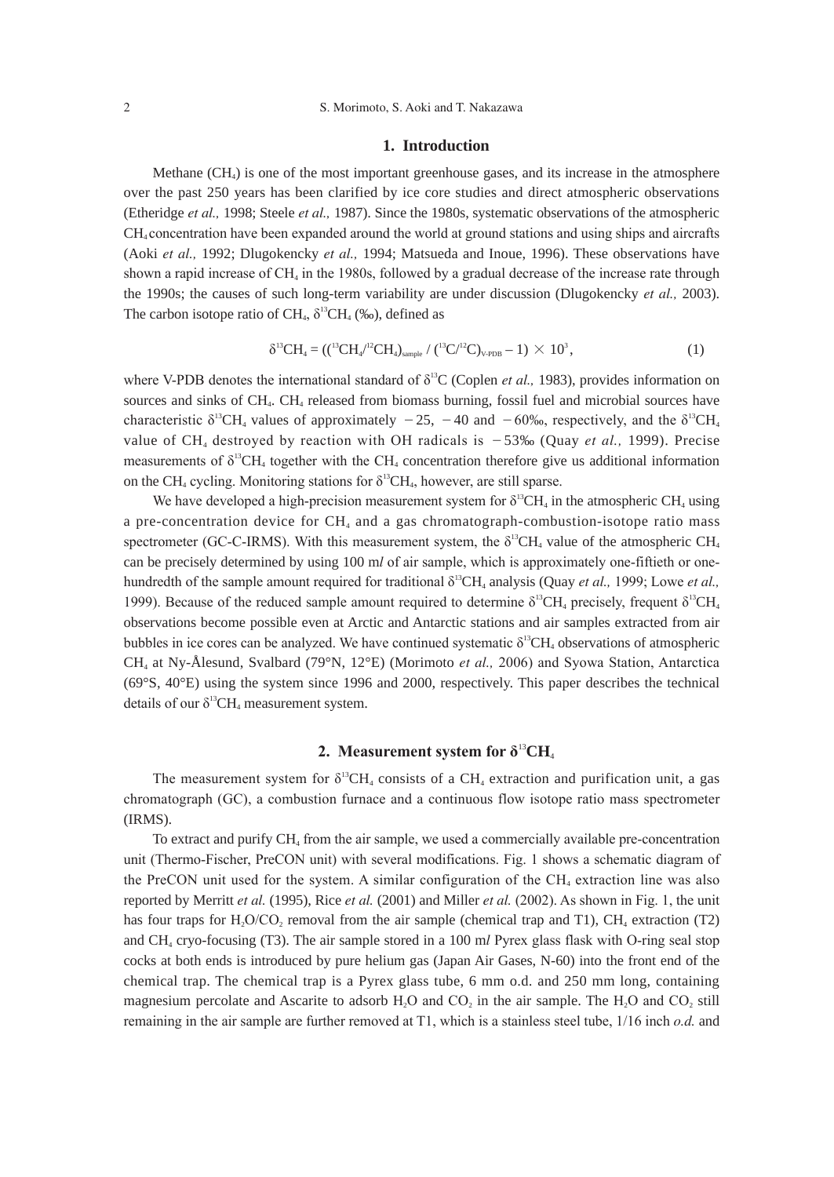## 1. Introduction

Methane ($CH_4$) is one of the most important greenhouse gases, and its increase in the atmosphere over the past 250 years has been clarified by ice core studies and direct atmospheric observations (Etheridge *et al.,* 1998; Steele *et al.,* 1987). Since the 1980s, systematic observations of the atmospheric $CH_4$ concentration have been expanded around the world at ground stations and using ships and aircrafts (Aoki *et al.,* 1992; Dlugokencky *et al.,* 1994; Matsueda and Inoue, 1996). These observations have shown a rapid increase of $CH_4$ in the 1980s, followed by a gradual decrease of the increase rate through the 1990s; the causes of such long-term variability are under discussion (Dlugokencky *et al.,* 2003). The carbon isotope ratio of $CH_4$, $\delta^{13}CH_4$ (‰), defined as

$$\delta^{13}CH_4 = ((^{13}CH_4/^{12}CH_4)_{sample} \,/\, (^{13}C/^{12}C)_{V\text{-}PDB} - 1) \times 10^3, \tag{1}$$

where V-PDB denotes the international standard of $\delta^{13}C$ (Coplen *et al.,* 1983), provides information on sources and sinks of $CH_4$. $CH_4$ released from biomass burning, fossil fuel and microbial sources have characteristic $\delta^{13}CH_4$ values of approximately $-25$, $-40$ and $-60$‰, respectively, and the $\delta^{13}CH_4$ value of $CH_4$ destroyed by reaction with OH radicals is $-53$‰ (Quay *et al.,* 1999). Precise measurements of $\delta^{13}CH_4$ together with the $CH_4$ concentration therefore give us additional information on the $CH_4$ cycling. Monitoring stations for $\delta^{13}CH_4$, however, are still sparse.

We have developed a high-precision measurement system for $\delta^{13}CH_4$ in the atmospheric $CH_4$ using a pre-concentration device for $CH_4$ and a gas chromatograph-combustion-isotope ratio mass spectrometer (GC-C-IRMS). With this measurement system, the $\delta^{13}CH_4$ value of the atmospheric $CH_4$ can be precisely determined by using 100 m*l* of air sample, which is approximately one-fiftieth or one-hundredth of the sample amount required for traditional $\delta^{13}CH_4$ analysis (Quay *et al.,* 1999; Lowe *et al.,* 1999). Because of the reduced sample amount required to determine $\delta^{13}CH_4$ precisely, frequent $\delta^{13}CH_4$ observations become possible even at Arctic and Antarctic stations and air samples extracted from air bubbles in ice cores can be analyzed. We have continued systematic $\delta^{13}CH_4$ observations of atmospheric $CH_4$ at Ny-Ålesund, Svalbard (79°N, 12°E) (Morimoto *et al.,* 2006) and Syowa Station, Antarctica (69°S, 40°E) using the system since 1996 and 2000, respectively. This paper describes the technical details of our $\delta^{13}CH_4$ measurement system.

## 2. Measurement system for $\delta^{13}CH_4$

The measurement system for $\delta^{13}CH_4$ consists of a $CH_4$ extraction and purification unit, a gas chromatograph (GC), a combustion furnace and a continuous flow isotope ratio mass spectrometer (IRMS).

To extract and purify $CH_4$ from the air sample, we used a commercially available pre-concentration unit (Thermo-Fischer, PreCON unit) with several modifications. Fig. 1 shows a schematic diagram of the PreCON unit used for the system. A similar configuration of the $CH_4$ extraction line was also reported by Merritt *et al.* (1995), Rice *et al.* (2001) and Miller *et al.* (2002). As shown in Fig. 1, the unit has four traps for $H_2O/CO_2$ removal from the air sample (chemical trap and T1), $CH_4$ extraction (T2) and $CH_4$ cryo-focusing (T3). The air sample stored in a 100 m*l* Pyrex glass flask with O-ring seal stop cocks at both ends is introduced by pure helium gas (Japan Air Gases, N-60) into the front end of the chemical trap. The chemical trap is a Pyrex glass tube, 6 mm o.d. and 250 mm long, containing magnesium percolate and Ascarite to adsorb $H_2O$ and $CO_2$ in the air sample. The $H_2O$ and $CO_2$ still remaining in the air sample are further removed at T1, which is a stainless steel tube, 1/16 inch *o.d.* and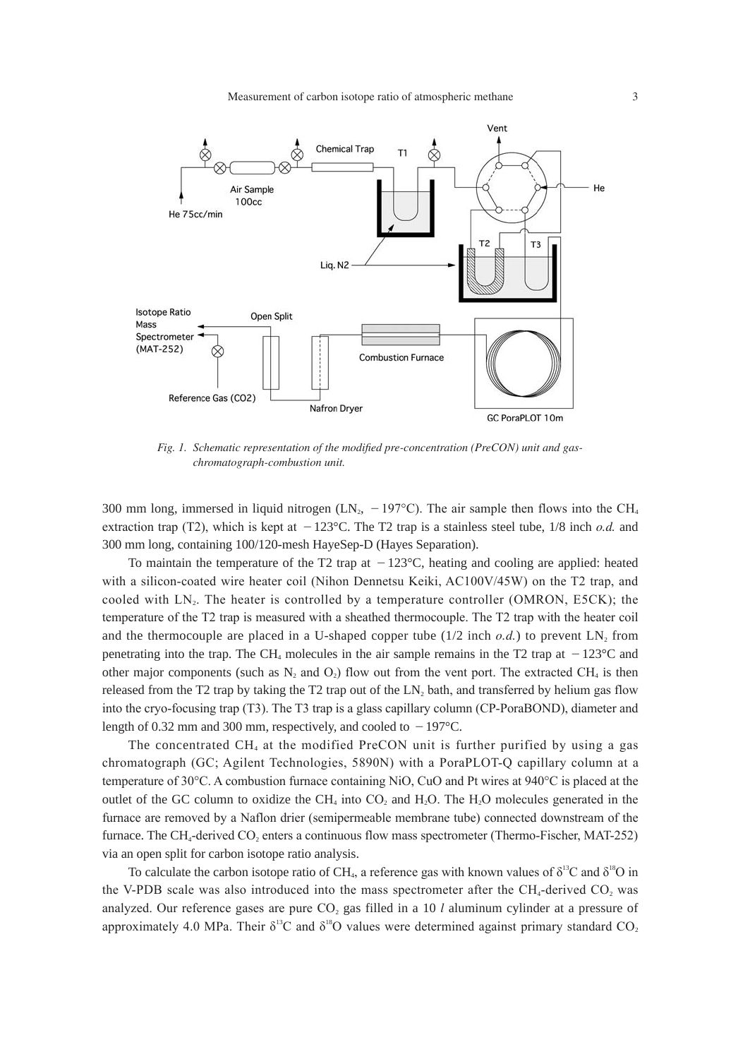*Fig. 1. Schematic representation of the modified pre-concentration (PreCON) unit and gas-chromatograph-combustion unit.*

300 mm long, immersed in liquid nitrogen ($LN_2$, −197°C). The air sample then flows into the $CH_4$ extraction trap (T2), which is kept at −123°C. The T2 trap is a stainless steel tube, 1/8 inch *o.d.* and 300 mm long, containing 100/120-mesh HayeSep-D (Hayes Separation).

To maintain the temperature of the T2 trap at −123°C, heating and cooling are applied: heated with a silicon-coated wire heater coil (Nihon Dennetsu Keiki, AC100V/45W) on the T2 trap, and cooled with $LN_2$. The heater is controlled by a temperature controller (OMRON, E5CK); the temperature of the T2 trap is measured with a sheathed thermocouple. The T2 trap with the heater coil and the thermocouple are placed in a U-shaped copper tube (1/2 inch *o.d.*) to prevent $LN_2$ from penetrating into the trap. The $CH_4$ molecules in the air sample remains in the T2 trap at −123°C and other major components (such as $N_2$ and $O_2$) flow out from the vent port. The extracted $CH_4$ is then released from the T2 trap by taking the T2 trap out of the $LN_2$ bath, and transferred by helium gas flow into the cryo-focusing trap (T3). The T3 trap is a glass capillary column (CP-PoraBOND), diameter and length of 0.32 mm and 300 mm, respectively, and cooled to −197°C.

The concentrated $CH_4$ at the modified PreCON unit is further purified by using a gas chromatograph (GC; Agilent Technologies, 5890N) with a PoraPLOT-Q capillary column at a temperature of 30°C. A combustion furnace containing NiO, CuO and Pt wires at 940°C is placed at the outlet of the GC column to oxidize the $CH_4$ into $CO_2$ and $H_2O$. The $H_2O$ molecules generated in the furnace are removed by a Naflon drier (semipermeable membrane tube) connected downstream of the furnace. The $CH_4$-derived $CO_2$ enters a continuous flow mass spectrometer (Thermo-Fischer, MAT-252) via an open split for carbon isotope ratio analysis.

To calculate the carbon isotope ratio of $CH_4$, a reference gas with known values of $\delta^{13}C$ and $\delta^{18}O$ in the V-PDB scale was also introduced into the mass spectrometer after the $CH_4$-derived $CO_2$ was analyzed. Our reference gases are pure $CO_2$ gas filled in a 10 *l* aluminum cylinder at a pressure of approximately 4.0 MPa. Their $\delta^{13}C$ and $\delta^{18}O$ values were determined against primary standard $CO_2$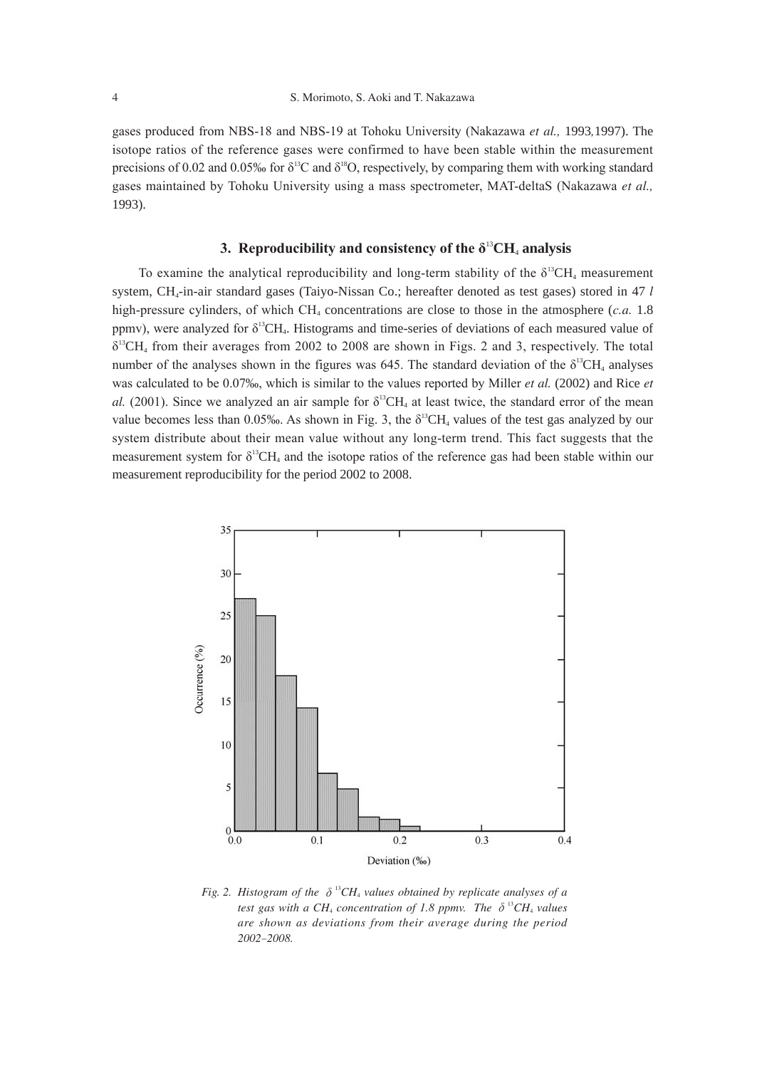gases produced from NBS-18 and NBS-19 at Tohoku University (Nakazawa *et al.,* 1993,1997). The isotope ratios of the reference gases were confirmed to have been stable within the measurement precisions of 0.02 and 0.05‰ for $\delta^{13}C$ and $\delta^{18}O$, respectively, by comparing them with working standard gases maintained by Tohoku University using a mass spectrometer, MAT-deltaS (Nakazawa *et al.,* 1993).

## 3. Reproducibility and consistency of the $\delta^{13}CH_4$ analysis

To examine the analytical reproducibility and long-term stability of the $\delta^{13}CH_4$ measurement system, $CH_4$-in-air standard gases (Taiyo-Nissan Co.; hereafter denoted as test gases) stored in 47 *l* high-pressure cylinders, of which $CH_4$ concentrations are close to those in the atmosphere (*c.a.* 1.8 ppmv), were analyzed for $\delta^{13}CH_4$. Histograms and time-series of deviations of each measured value of $\delta^{13}CH_4$ from their averages from 2002 to 2008 are shown in Figs. 2 and 3, respectively. The total number of the analyses shown in the figures was 645. The standard deviation of the $\delta^{13}CH_4$ analyses was calculated to be 0.07‰, which is similar to the values reported by Miller *et al.* (2002) and Rice *et al.* (2001). Since we analyzed an air sample for $\delta^{13}CH_4$ at least twice, the standard error of the mean value becomes less than 0.05‰. As shown in Fig. 3, the $\delta^{13}CH_4$ values of the test gas analyzed by our system distribute about their mean value without any long-term trend. This fact suggests that the measurement system for $\delta^{13}CH_4$ and the isotope ratios of the reference gas had been stable within our measurement reproducibility for the period 2002 to 2008.

*Fig. 2. Histogram of the $\delta^{13}CH_4$ values obtained by replicate analyses of a test gas with a $CH_4$ concentration of 1.8 ppmv. The $\delta^{13}CH_4$ values are shown as deviations from their average during the period 2002–2008.*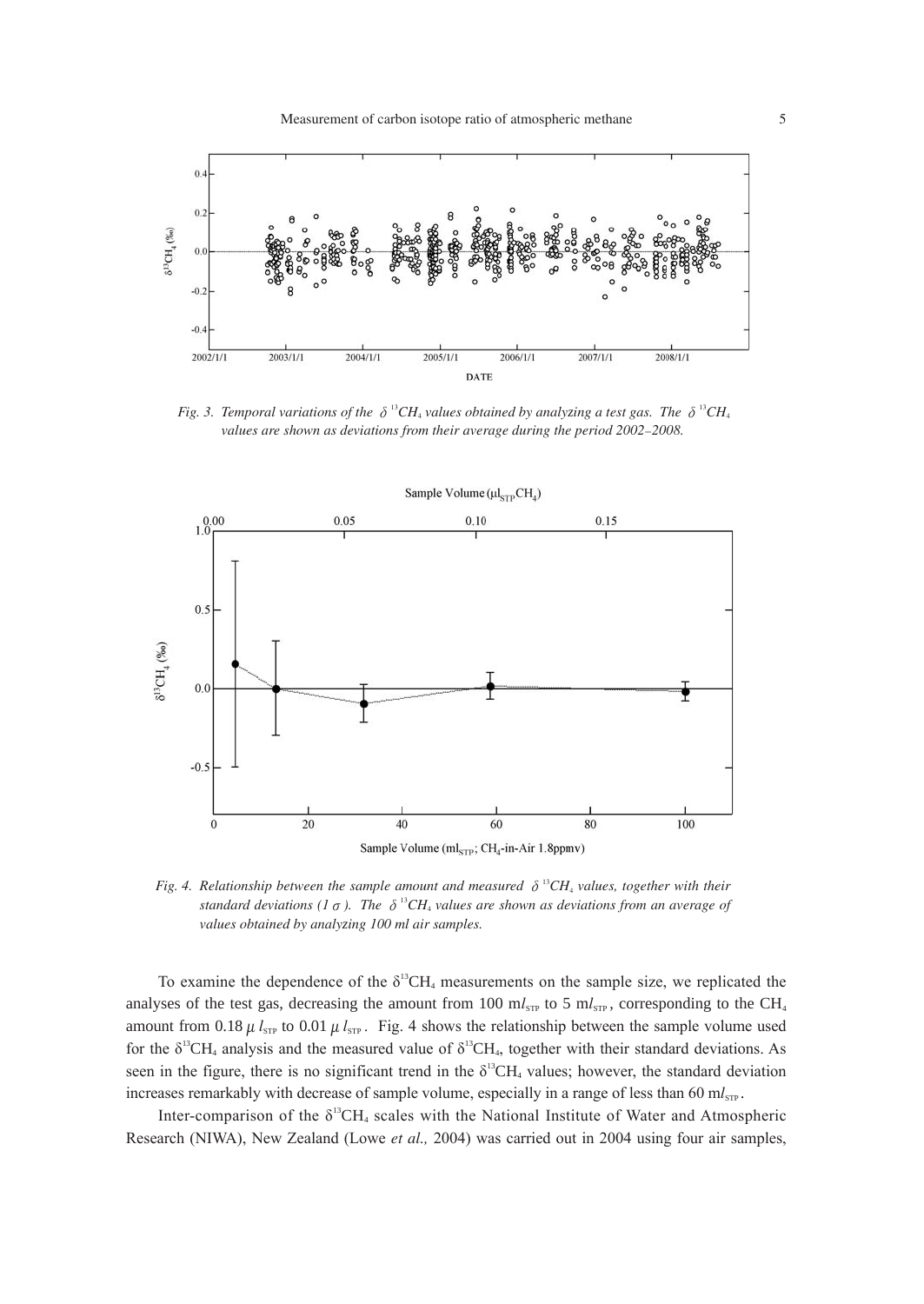*Fig. 3. Temporal variations of the $\delta^{13}CH_4$ values obtained by analyzing a test gas. The $\delta^{13}CH_4$ values are shown as deviations from their average during the period 2002–2008.*

*Fig. 4. Relationship between the sample amount and measured $\delta^{13}CH_4$ values, together with their standard deviations ($1\sigma$). The $\delta^{13}CH_4$ values are shown as deviations from an average of values obtained by analyzing 100 ml air samples.*

To examine the dependence of the $\delta^{13}CH_4$ measurements on the sample size, we replicated the analyses of the test gas, decreasing the amount from 100 $ml_{STP}$ to 5 $ml_{STP}$, corresponding to the $CH_4$ amount from 0.18 $\mu l_{STP}$ to 0.01 $\mu l_{STP}$. Fig. 4 shows the relationship between the sample volume used for the $\delta^{13}CH_4$ analysis and the measured value of $\delta^{13}CH_4$, together with their standard deviations. As seen in the figure, there is no significant trend in the $\delta^{13}CH_4$ values; however, the standard deviation increases remarkably with decrease of sample volume, especially in a range of less than 60 $ml_{STP}$.

Inter-comparison of the $\delta^{13}CH_4$ scales with the National Institute of Water and Atmospheric Research (NIWA), New Zealand (Lowe *et al.,* 2004) was carried out in 2004 using four air samples,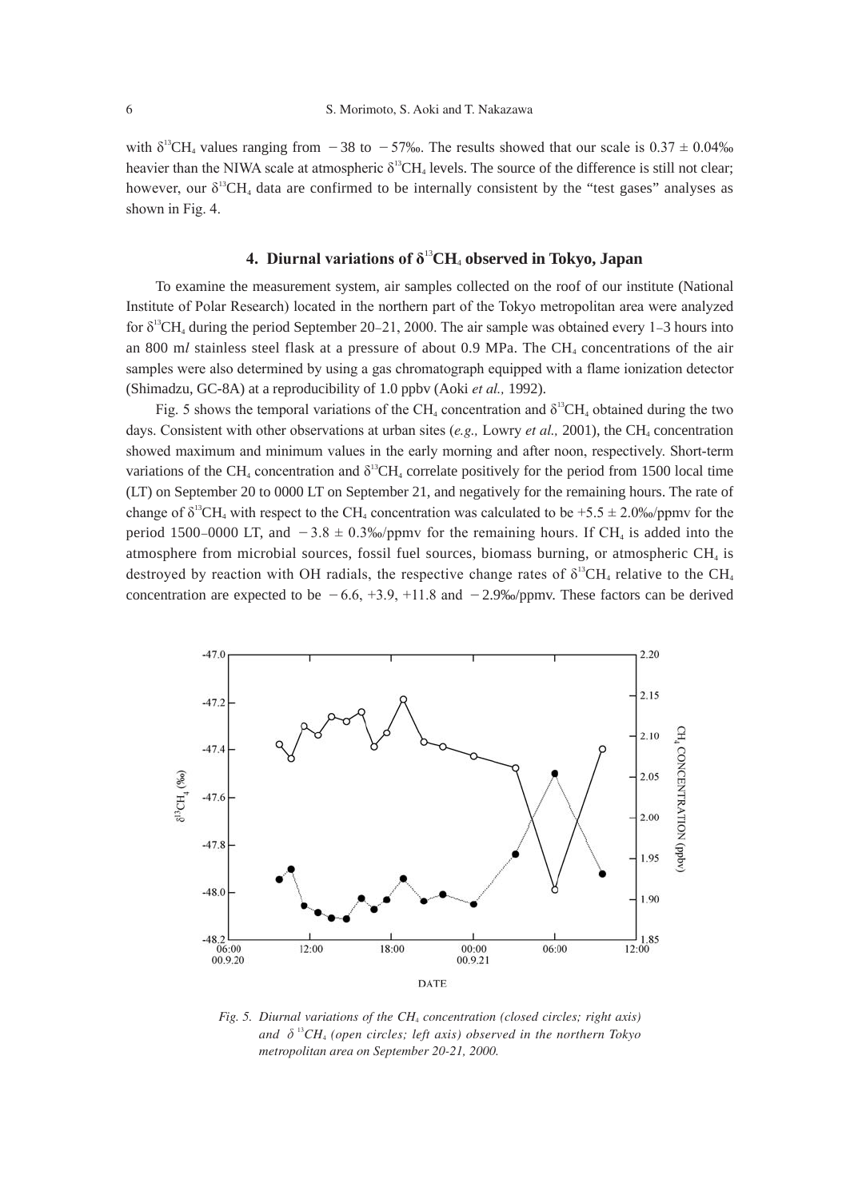with $\delta^{13}CH_4$ values ranging from $-38$ to $-57$‰. The results showed that our scale is $0.37 \pm 0.04$‰ heavier than the NIWA scale at atmospheric $\delta^{13}CH_4$ levels. The source of the difference is still not clear; however, our $\delta^{13}CH_4$ data are confirmed to be internally consistent by the "test gases" analyses as shown in Fig. 4.

## 4. Diurnal variations of $\delta^{13}CH_4$ observed in Tokyo, Japan

To examine the measurement system, air samples collected on the roof of our institute (National Institute of Polar Research) located in the northern part of the Tokyo metropolitan area were analyzed for $\delta^{13}CH_4$ during the period September 20–21, 2000. The air sample was obtained every 1–3 hours into an 800 m*l* stainless steel flask at a pressure of about 0.9 MPa. The $CH_4$ concentrations of the air samples were also determined by using a gas chromatograph equipped with a flame ionization detector (Shimadzu, GC-8A) at a reproducibility of 1.0 ppbv (Aoki *et al.,* 1992).

Fig. 5 shows the temporal variations of the $CH_4$ concentration and $\delta^{13}CH_4$ obtained during the two days. Consistent with other observations at urban sites (*e.g.,* Lowry *et al.,* 2001), the $CH_4$ concentration showed maximum and minimum values in the early morning and after noon, respectively. Short-term variations of the $CH_4$ concentration and $\delta^{13}CH_4$ correlate positively for the period from 1500 local time (LT) on September 20 to 0000 LT on September 21, and negatively for the remaining hours. The rate of change of $\delta^{13}CH_4$ with respect to the $CH_4$ concentration was calculated to be $+5.5 \pm 2.0$‰/ppmv for the period 1500–0000 LT, and $-3.8 \pm 0.3$‰/ppmv for the remaining hours. If $CH_4$ is added into the atmosphere from microbial sources, fossil fuel sources, biomass burning, or atmospheric $CH_4$ is destroyed by reaction with OH radicals, the respective change rates of $\delta^{13}CH_4$ relative to the $CH_4$ concentration are expected to be $-6.6$, $+3.9$, $+11.8$ and $-2.9$‰/ppmv. These factors can be derived

*Fig. 5. Diurnal variations of the $CH_4$ concentration (closed circles; right axis) and $\delta^{13}CH_4$ (open circles; left axis) observed in the northern Tokyo metropolitan area on September 20-21, 2000.*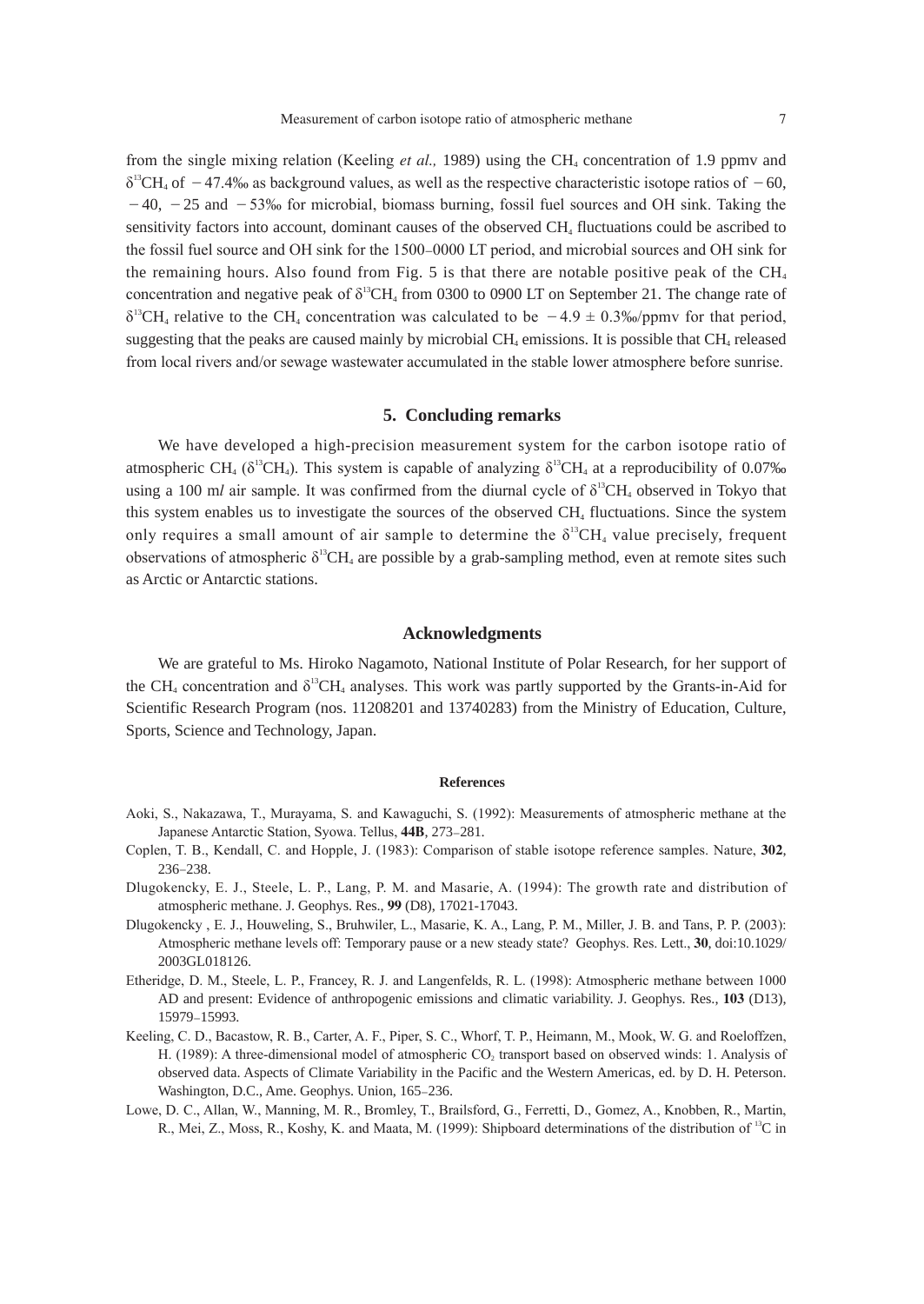from the single mixing relation (Keeling *et al.,* 1989) using the $CH_4$ concentration of 1.9 ppmv and $\delta^{13}CH_4$ of −47.4‰ as background values, as well as the respective characteristic isotope ratios of −60, −40, −25 and −53‰ for microbial, biomass burning, fossil fuel sources and OH sink. Taking the sensitivity factors into account, dominant causes of the observed $CH_4$ fluctuations could be ascribed to the fossil fuel source and OH sink for the 1500–0000 LT period, and microbial sources and OH sink for the remaining hours. Also found from Fig. 5 is that there are notable positive peak of the $CH_4$ concentration and negative peak of $\delta^{13}CH_4$ from 0300 to 0900 LT on September 21. The change rate of $\delta^{13}CH_4$ relative to the $CH_4$ concentration was calculated to be $-4.9 \pm 0.3$‰/ppmv for that period, suggesting that the peaks are caused mainly by microbial $CH_4$ emissions. It is possible that $CH_4$ released from local rivers and/or sewage wastewater accumulated in the stable lower atmosphere before sunrise.

## 5. Concluding remarks

We have developed a high-precision measurement system for the carbon isotope ratio of atmospheric $CH_4$ ($\delta^{13}CH_4$). This system is capable of analyzing $\delta^{13}CH_4$ at a reproducibility of 0.07‰ using a 100 m*l* air sample. It was confirmed from the diurnal cycle of $\delta^{13}CH_4$ observed in Tokyo that this system enables us to investigate the sources of the observed $CH_4$ fluctuations. Since the system only requires a small amount of air sample to determine the $\delta^{13}CH_4$ value precisely, frequent observations of atmospheric $\delta^{13}CH_4$ are possible by a grab-sampling method, even at remote sites such as Arctic or Antarctic stations.

## Acknowledgments

We are grateful to Ms. Hiroko Nagamoto, National Institute of Polar Research, for her support of the $CH_4$ concentration and $\delta^{13}CH_4$ analyses. This work was partly supported by the Grants-in-Aid for Scientific Research Program (nos. 11208201 and 13740283) from the Ministry of Education, Culture, Sports, Science and Technology, Japan.

### References

Aoki, S., Nakazawa, T., Murayama, S. and Kawaguchi, S. (1992): Measurements of atmospheric methane at the Japanese Antarctic Station, Syowa. Tellus, **44B**, 273–281.

Coplen, T. B., Kendall, C. and Hopple, J. (1983): Comparison of stable isotope reference samples. Nature, **302**, 236–238.

Dlugokencky, E. J., Steele, L. P., Lang, P. M. and Masarie, A. (1994): The growth rate and distribution of atmospheric methane. J. Geophys. Res., **99** (D8), 17021-17043.

Dlugokencky , E. J., Houweling, S., Bruhwiler, L., Masarie, K. A., Lang, P. M., Miller, J. B. and Tans, P. P. (2003): Atmospheric methane levels off: Temporary pause or a new steady state? Geophys. Res. Lett., **30**, doi:10.1029/2003GL018126.

Etheridge, D. M., Steele, L. P., Francey, R. J. and Langenfelds, R. L. (1998): Atmospheric methane between 1000 AD and present: Evidence of anthropogenic emissions and climatic variability. J. Geophys. Res., **103** (D13), 15979–15993.

Keeling, C. D., Bacastow, R. B., Carter, A. F., Piper, S. C., Whorf, T. P., Heimann, M., Mook, W. G. and Roeloffzen, H. (1989): A three-dimensional model of atmospheric $CO_2$ transport based on observed winds: 1. Analysis of observed data. Aspects of Climate Variability in the Pacific and the Western Americas, ed. by D. H. Peterson. Washington, D.C., Ame. Geophys. Union, 165–236.

Lowe, D. C., Allan, W., Manning, M. R., Bromley, T., Brailsford, G., Ferretti, D., Gomez, A., Knobben, R., Martin, R., Mei, Z., Moss, R., Koshy, K. and Maata, M. (1999): Shipboard determinations of the distribution of $^{13}C$ in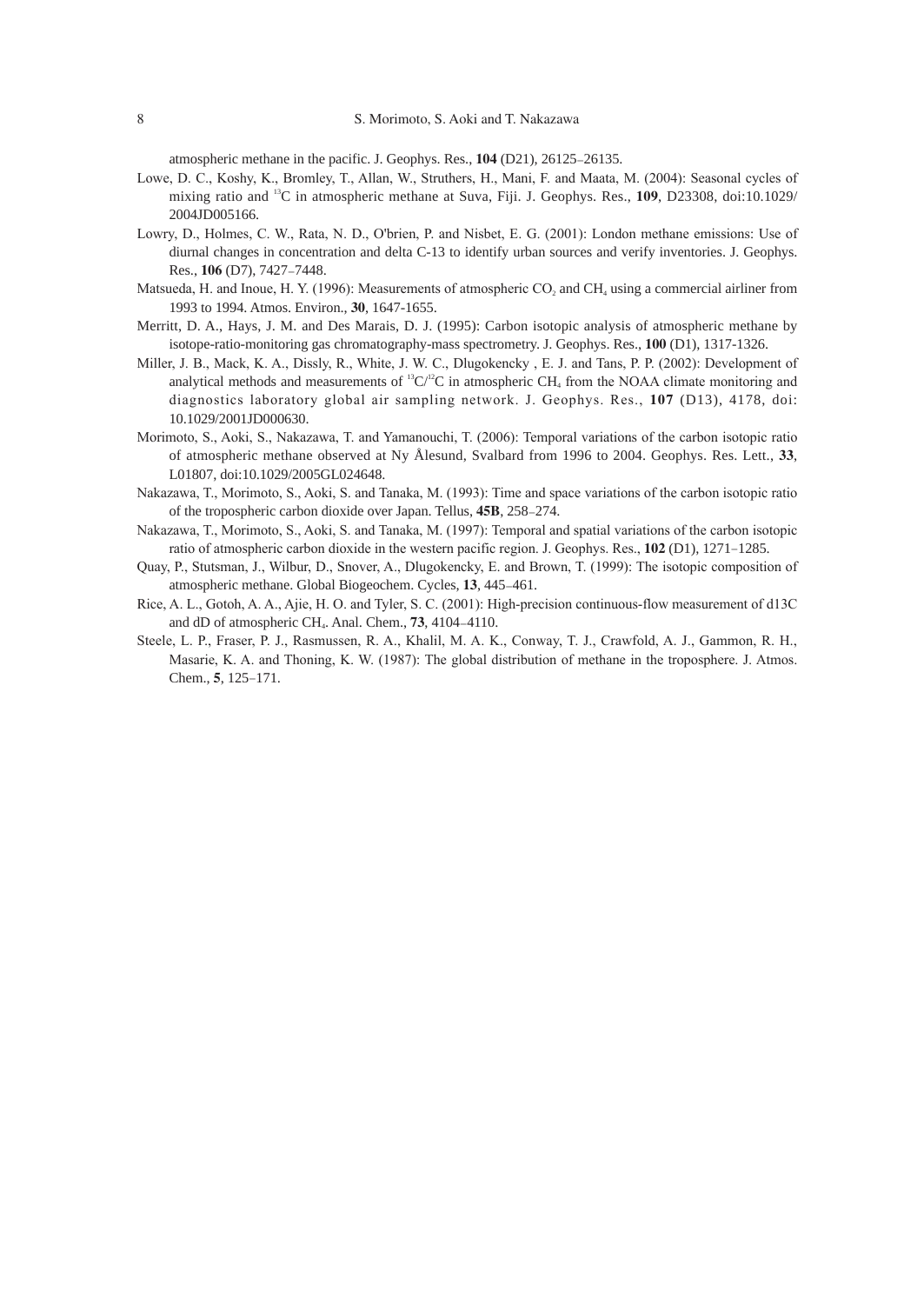atmospheric methane in the pacific. J. Geophys. Res., **104** (D21), 26125–26135.

Lowe, D. C., Koshy, K., Bromley, T., Allan, W., Struthers, H., Mani, F. and Maata, M. (2004): Seasonal cycles of mixing ratio and $^{13}C$ in atmospheric methane at Suva, Fiji. J. Geophys. Res., **109**, D23308, doi:10.1029/2004JD005166.

Lowry, D., Holmes, C. W., Rata, N. D., O'brien, P. and Nisbet, E. G. (2001): London methane emissions: Use of diurnal changes in concentration and delta C-13 to identify urban sources and verify inventories. J. Geophys. Res., **106** (D7), 7427–7448.

Matsueda, H. and Inoue, H. Y. (1996): Measurements of atmospheric $CO_2$ and $CH_4$ using a commercial airliner from 1993 to 1994. Atmos. Environ., **30**, 1647-1655.

Merritt, D. A., Hays, J. M. and Des Marais, D. J. (1995): Carbon isotopic analysis of atmospheric methane by isotope-ratio-monitoring gas chromatography-mass spectrometry. J. Geophys. Res., **100** (D1), 1317-1326.

Miller, J. B., Mack, K. A., Dissly, R., White, J. W. C., Dlugokencky , E. J. and Tans, P. P. (2002): Development of analytical methods and measurements of $^{13}C/^{12}C$ in atmospheric $CH_4$ from the NOAA climate monitoring and diagnostics laboratory global air sampling network. J. Geophys. Res., **107** (D13), 4178, doi: 10.1029/2001JD000630.

Morimoto, S., Aoki, S., Nakazawa, T. and Yamanouchi, T. (2006): Temporal variations of the carbon isotopic ratio of atmospheric methane observed at Ny Ålesund, Svalbard from 1996 to 2004. Geophys. Res. Lett., **33**, L01807, doi:10.1029/2005GL024648.

Nakazawa, T., Morimoto, S., Aoki, S. and Tanaka, M. (1993): Time and space variations of the carbon isotopic ratio of the tropospheric carbon dioxide over Japan. Tellus, **45B**, 258–274.

Nakazawa, T., Morimoto, S., Aoki, S. and Tanaka, M. (1997): Temporal and spatial variations of the carbon isotopic ratio of atmospheric carbon dioxide in the western pacific region. J. Geophys. Res., **102** (D1), 1271–1285.

Quay, P., Stutsman, J., Wilbur, D., Snover, A., Dlugokencky, E. and Brown, T. (1999): The isotopic composition of atmospheric methane. Global Biogeochem. Cycles, **13**, 445–461.

Rice, A. L., Gotoh, A. A., Ajie, H. O. and Tyler, S. C. (2001): High-precision continuous-flow measurement of d13C and dD of atmospheric $CH_4$. Anal. Chem., **73**, 4104–4110.

Steele, L. P., Fraser, P. J., Rasmussen, R. A., Khalil, M. A. K., Conway, T. J., Crawfold, A. J., Gammon, R. H., Masarie, K. A. and Thoning, K. W. (1987): The global distribution of methane in the troposphere. J. Atmos. Chem., **5**, 125–171.